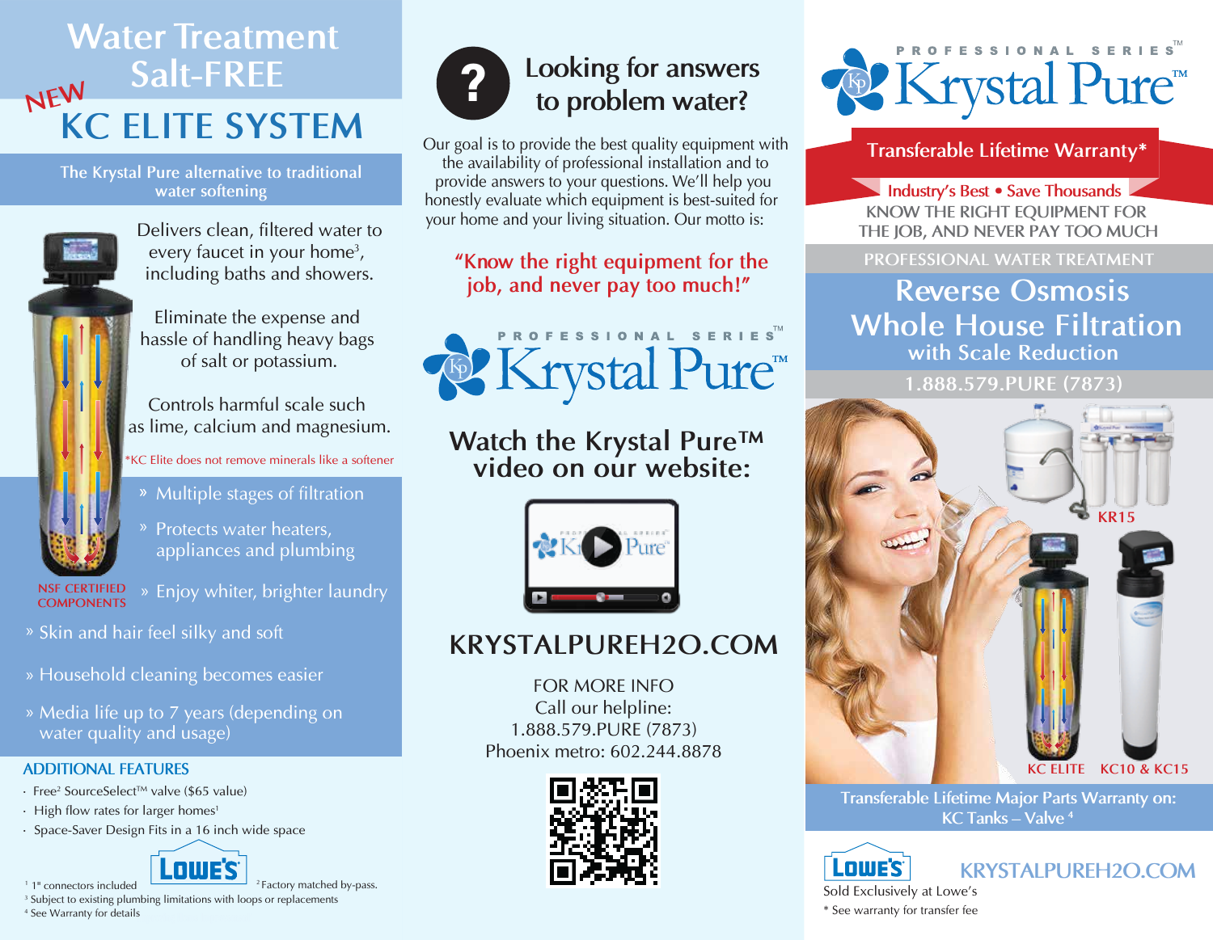# Water Treatment Salt-FREE

NEW

# KC ELITE SYSTEM

The Krystal Pure alternative to traditional water softening

Delivers clean, filtered water to every faucet in your home[3], including baths and showers.

Eliminate the expense and hassle of handling heavy bags of salt or potassium.

Controls harmful scale such as lime, calcium and magnesium.

*KC Elite does not remove minerals like a softener

NSF CERTIFIED COMPONENTS

- » Multiple stages of filtration
- » Protects water heaters, appliances and plumbing
- » Enjoy whiter, brighter laundry
- » Skin and hair feel silky and soft
- » Household cleaning becomes easier
- » Media life up to 7 years (depending on water quality and usage)

## ADDITIONAL FEATURES

- Free[2] SourceSelect™ valve ($65 value)
- High flow rates for larger homes[1]
- Space-Saver Design Fits in a 16 inch wide space

LOWE'S

[1] 1" connectors included
[2] Factory matched by-pass.
[3] Subject to existing plumbing limitations with loops or replacements
[4] See Warranty for details

## Looking for answers to problem water?

Our goal is to provide the best quality equipment with the availability of professional installation and to provide answers to your questions. We'll help you honestly evaluate which equipment is best-suited for your home and your living situation. Our motto is:

**"Know the right equipment for the job, and never pay too much!"**

PROFESSIONAL SERIES™ Krystal Pure™

## Watch the Krystal Pure™ video on our website:

## KRYSTALPUREH2O.COM

FOR MORE INFO
Call our helpline:
1.888.579.PURE (7873)
Phoenix metro: 602.244.8878

PROFESSIONAL SERIES™

# Krystal Pure™

**Transferable Lifetime Warranty***

Industry's Best • Save Thousands

KNOW THE RIGHT EQUIPMENT FOR THE JOB, AND NEVER PAY TOO MUCH

PROFESSIONAL WATER TREATMENT

## Reverse Osmosis Whole House Filtration with Scale Reduction

1.888.579.PURE (7873)

KR15

KC ELITE  KC10 & KC15

Transferable Lifetime Major Parts Warranty on: KC Tanks – Valve [4]

LOWE'S

Sold Exclusively at Lowe's

KRYSTALPUREH2O.COM

* See warranty for transfer fee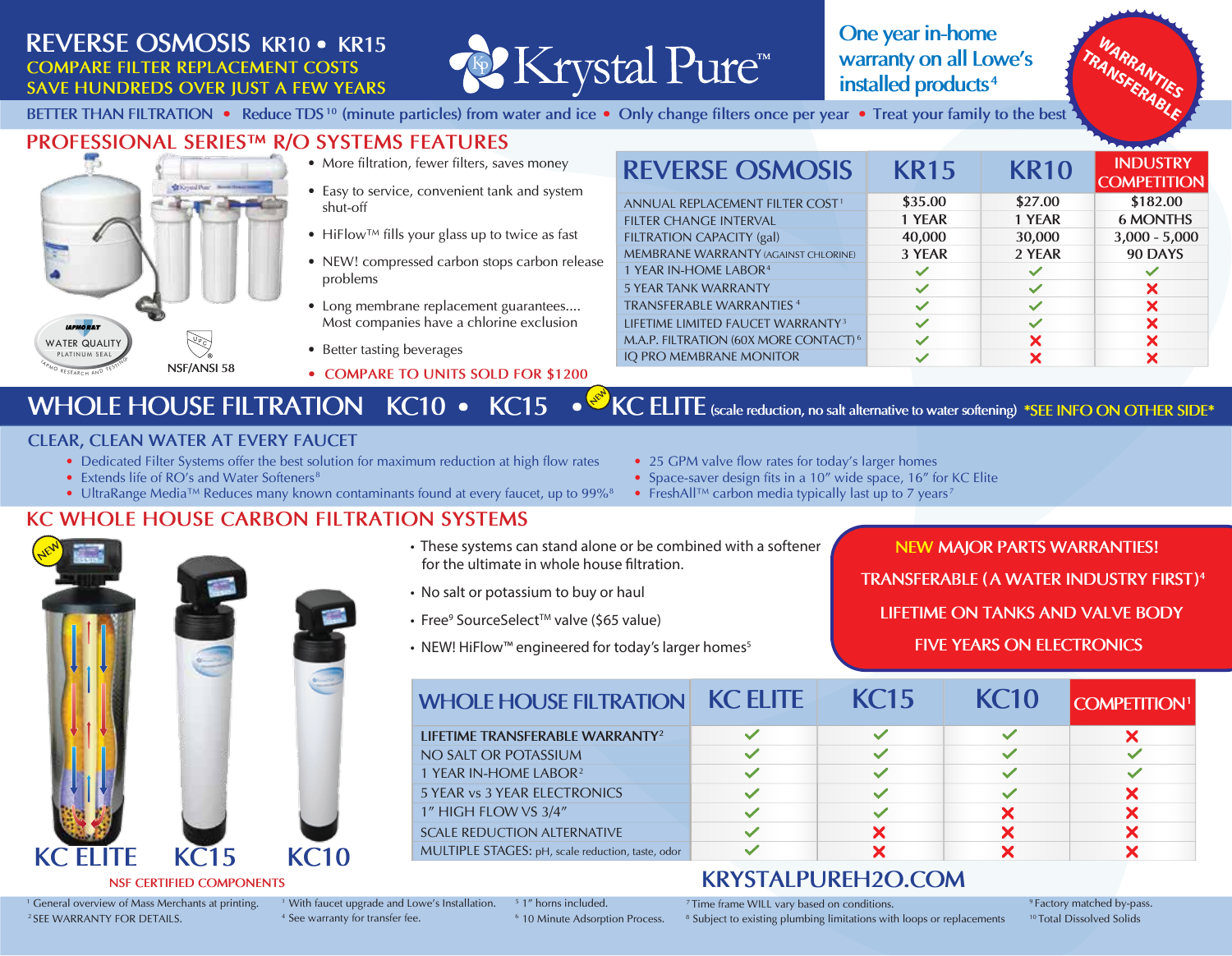# REVERSE OSMOSIS KR10 • KR15

COMPARE FILTER REPLACEMENT COSTS
SAVE HUNDREDS OVER JUST A FEW YEARS

Krystal Pure™

One year in-home warranty on all Lowe's installed products[4]

WARRANTIES TRANSFERABLE

BETTER THAN FILTRATION • Reduce TDS[10] (minute particles) from water and ice • Only change filters once per year • Treat your family to the best

## PROFESSIONAL SERIES™ R/O SYSTEMS FEATURES

- More filtration, fewer filters, saves money
- Easy to service, convenient tank and system shut-off
- HiFlow™ fills your glass up to twice as fast
- NEW! compressed carbon stops carbon release problems
- Long membrane replacement guarantees.... Most companies have a chlorine exclusion
- Better tasting beverages
- COMPARE TO UNITS SOLD FOR $1200

IAPMO R&T WATER QUALITY PLATINUM SEAL — IAPMO RESEARCH AND TESTING

NSF/ANSI 58

| REVERSE OSMOSIS | KR15 | KR10 | INDUSTRY COMPETITION |
|---|---|---|---|
| ANNUAL REPLACEMENT FILTER COST[1] | $35.00 | $27.00 | $182.00 |
| FILTER CHANGE INTERVAL | 1 YEAR | 1 YEAR | 6 MONTHS |
| FILTRATION CAPACITY (gal) | 40,000 | 30,000 | 3,000 - 5,000 |
| MEMBRANE WARRANTY (AGAINST CHLORINE) | 3 YEAR | 2 YEAR | 90 DAYS |
| 1 YEAR IN-HOME LABOR[4] | ✓ | ✓ | ✓ |
| 5 YEAR TANK WARRANTY | ✓ | ✓ | ✗ |
| TRANSFERABLE WARRANTIES[4] | ✓ | ✓ | ✗ |
| LIFETIME LIMITED FAUCET WARRANTY[3] | ✓ | ✓ | ✗ |
| M.A.P. FILTRATION (60X MORE CONTACT)[6] | ✓ | ✗ | ✗ |
| IQ PRO MEMBRANE MONITOR | ✓ | ✗ | ✗ |

# WHOLE HOUSE FILTRATION KC10 • KC15 • NEW KC ELITE (scale reduction, no salt alternative to water softening) *SEE INFO ON OTHER SIDE*

## CLEAR, CLEAN WATER AT EVERY FAUCET

- Dedicated Filter Systems offer the best solution for maximum reduction at high flow rates
- Extends life of RO's and Water Softeners[8]
- UltraRange Media™ Reduces many known contaminants found at every faucet, up to 99%[8]
- 25 GPM valve flow rates for today's larger homes
- Space-saver design fits in a 10" wide space, 16" for KC Elite
- FreshAll™ carbon media typically last up to 7 years[7]

## KC WHOLE HOUSE CARBON FILTRATION SYSTEMS

- These systems can stand alone or be combined with a softener for the ultimate in whole house filtration.
- No salt or potassium to buy or haul
- Free[9] SourceSelect™ valve ($65 value)
- NEW! HiFlow™ engineered for today's larger homes[5]

NEW MAJOR PARTS WARRANTIES!
TRANSFERABLE (A WATER INDUSTRY FIRST)[4]
LIFETIME ON TANKS AND VALVE BODY
FIVE YEARS ON ELECTRONICS

NEW KC ELITE · KC15 · KC10

NSF CERTIFIED COMPONENTS

| WHOLE HOUSE FILTRATION | KC ELITE | KC15 | KC10 | COMPETITION[1] |
|---|---|---|---|---|
| LIFETIME TRANSFERABLE WARRANTY[2] | ✓ | ✓ | ✓ | ✗ |
| NO SALT OR POTASSIUM | ✓ | ✓ | ✓ | ✓ |
| 1 YEAR IN-HOME LABOR[2] | ✓ | ✓ | ✓ | ✓ |
| 5 YEAR vs 3 YEAR ELECTRONICS | ✓ | ✓ | ✓ | ✗ |
| 1" HIGH FLOW VS 3/4" | ✓ | ✓ | ✗ | ✗ |
| SCALE REDUCTION ALTERNATIVE | ✓ | ✗ | ✗ | ✗ |
| MULTIPLE STAGES: pH, scale reduction, taste, odor | ✓ | ✗ | ✗ | ✗ |

KRYSTALPUREH2O.COM

[1] General overview of Mass Merchants at printing.
[2] SEE WARRANTY FOR DETAILS.
[3] With faucet upgrade and Lowe's Installation.
[4] See warranty for transfer fee.
[5] 1" horns included.
[6] 10 Minute Adsorption Process.
[7] Time frame WILL vary based on conditions.
[8] Subject to existing plumbing limitations with loops or replacements
[9] Factory matched by-pass.
[10] Total Dissolved Solids